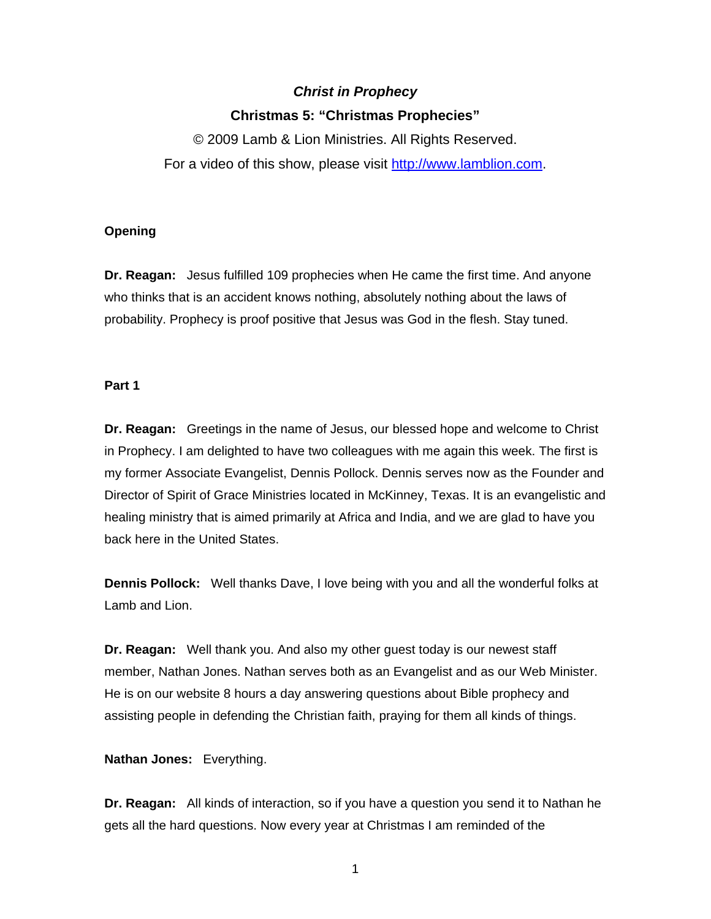***Christ in Prophecy***

**Christmas 5: "Christmas Prophecies"**

© 2009 Lamb & Lion Ministries. All Rights Reserved.

For a video of this show, please visit http://www.lamblion.com.

**Opening**

**Dr. Reagan:** Jesus fulfilled 109 prophecies when He came the first time. And anyone who thinks that is an accident knows nothing, absolutely nothing about the laws of probability. Prophecy is proof positive that Jesus was God in the flesh. Stay tuned.

**Part 1**

**Dr. Reagan:** Greetings in the name of Jesus, our blessed hope and welcome to Christ in Prophecy. I am delighted to have two colleagues with me again this week. The first is my former Associate Evangelist, Dennis Pollock. Dennis serves now as the Founder and Director of Spirit of Grace Ministries located in McKinney, Texas. It is an evangelistic and healing ministry that is aimed primarily at Africa and India, and we are glad to have you back here in the United States.

**Dennis Pollock:** Well thanks Dave, I love being with you and all the wonderful folks at Lamb and Lion.

**Dr. Reagan:** Well thank you. And also my other guest today is our newest staff member, Nathan Jones. Nathan serves both as an Evangelist and as our Web Minister. He is on our website 8 hours a day answering questions about Bible prophecy and assisting people in defending the Christian faith, praying for them all kinds of things.

**Nathan Jones:** Everything.

**Dr. Reagan:** All kinds of interaction, so if you have a question you send it to Nathan he gets all the hard questions. Now every year at Christmas I am reminded of the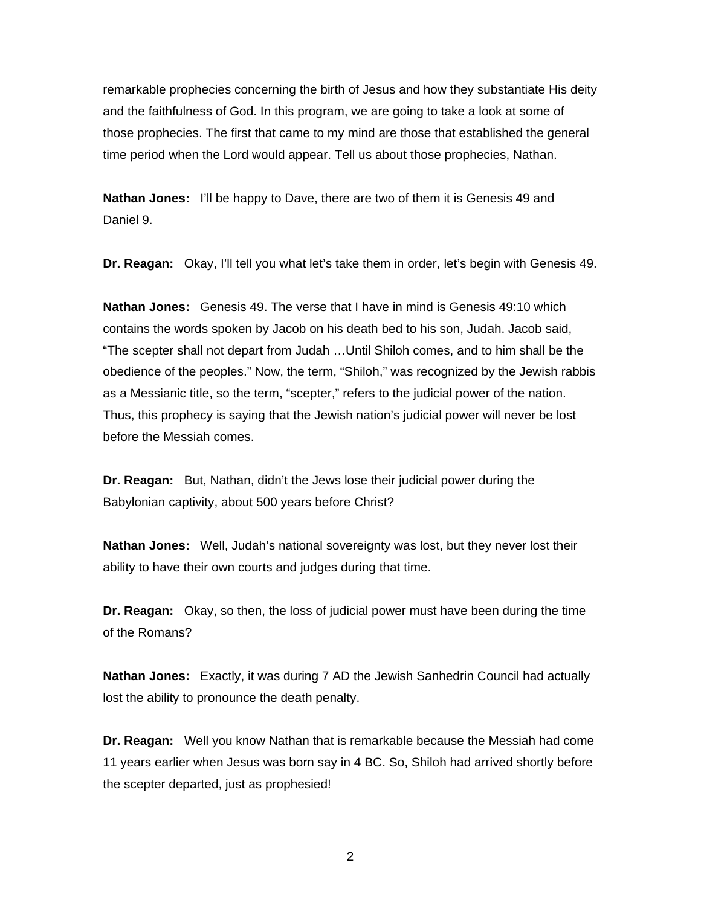remarkable prophecies concerning the birth of Jesus and how they substantiate His deity and the faithfulness of God. In this program, we are going to take a look at some of those prophecies. The first that came to my mind are those that established the general time period when the Lord would appear. Tell us about those prophecies, Nathan.

**Nathan Jones:** I'll be happy to Dave, there are two of them it is Genesis 49 and Daniel 9.

**Dr. Reagan:** Okay, I'll tell you what let's take them in order, let's begin with Genesis 49.

**Nathan Jones:** Genesis 49. The verse that I have in mind is Genesis 49:10 which contains the words spoken by Jacob on his death bed to his son, Judah. Jacob said, "The scepter shall not depart from Judah …Until Shiloh comes, and to him shall be the obedience of the peoples." Now, the term, "Shiloh," was recognized by the Jewish rabbis as a Messianic title, so the term, "scepter," refers to the judicial power of the nation. Thus, this prophecy is saying that the Jewish nation's judicial power will never be lost before the Messiah comes.

**Dr. Reagan:** But, Nathan, didn't the Jews lose their judicial power during the Babylonian captivity, about 500 years before Christ?

**Nathan Jones:** Well, Judah's national sovereignty was lost, but they never lost their ability to have their own courts and judges during that time.

**Dr. Reagan:** Okay, so then, the loss of judicial power must have been during the time of the Romans?

**Nathan Jones:** Exactly, it was during 7 AD the Jewish Sanhedrin Council had actually lost the ability to pronounce the death penalty.

**Dr. Reagan:** Well you know Nathan that is remarkable because the Messiah had come 11 years earlier when Jesus was born say in 4 BC. So, Shiloh had arrived shortly before the scepter departed, just as prophesied!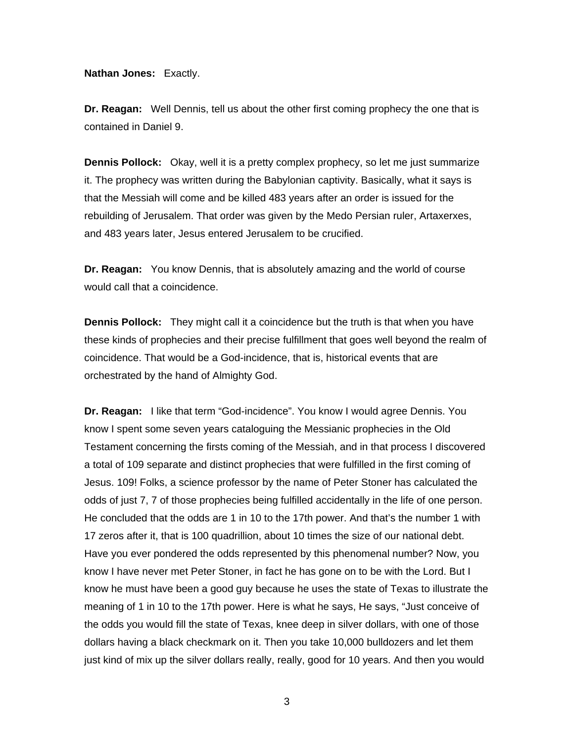**Nathan Jones:** Exactly.

**Dr. Reagan:** Well Dennis, tell us about the other first coming prophecy the one that is contained in Daniel 9.

**Dennis Pollock:** Okay, well it is a pretty complex prophecy, so let me just summarize it. The prophecy was written during the Babylonian captivity. Basically, what it says is that the Messiah will come and be killed 483 years after an order is issued for the rebuilding of Jerusalem. That order was given by the Medo Persian ruler, Artaxerxes, and 483 years later, Jesus entered Jerusalem to be crucified.

**Dr. Reagan:** You know Dennis, that is absolutely amazing and the world of course would call that a coincidence.

**Dennis Pollock:** They might call it a coincidence but the truth is that when you have these kinds of prophecies and their precise fulfillment that goes well beyond the realm of coincidence. That would be a God-incidence, that is, historical events that are orchestrated by the hand of Almighty God.

**Dr. Reagan:** I like that term "God-incidence". You know I would agree Dennis. You know I spent some seven years cataloguing the Messianic prophecies in the Old Testament concerning the firsts coming of the Messiah, and in that process I discovered a total of 109 separate and distinct prophecies that were fulfilled in the first coming of Jesus. 109! Folks, a science professor by the name of Peter Stoner has calculated the odds of just 7, 7 of those prophecies being fulfilled accidentally in the life of one person. He concluded that the odds are 1 in 10 to the 17th power. And that's the number 1 with 17 zeros after it, that is 100 quadrillion, about 10 times the size of our national debt. Have you ever pondered the odds represented by this phenomenal number? Now, you know I have never met Peter Stoner, in fact he has gone on to be with the Lord. But I know he must have been a good guy because he uses the state of Texas to illustrate the meaning of 1 in 10 to the 17th power. Here is what he says, He says, "Just conceive of the odds you would fill the state of Texas, knee deep in silver dollars, with one of those dollars having a black checkmark on it. Then you take 10,000 bulldozers and let them just kind of mix up the silver dollars really, really, good for 10 years. And then you would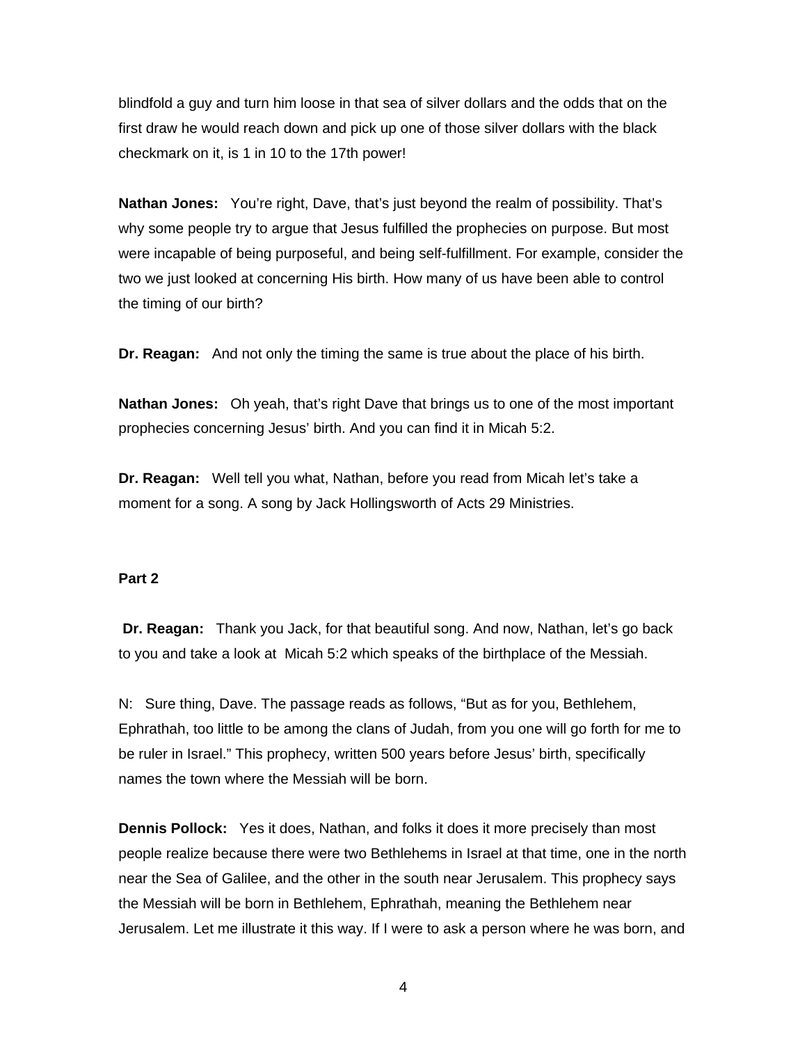blindfold a guy and turn him loose in that sea of silver dollars and the odds that on the first draw he would reach down and pick up one of those silver dollars with the black checkmark on it, is 1 in 10 to the 17th power!

**Nathan Jones:** You're right, Dave, that's just beyond the realm of possibility. That's why some people try to argue that Jesus fulfilled the prophecies on purpose. But most were incapable of being purposeful, and being self-fulfillment. For example, consider the two we just looked at concerning His birth. How many of us have been able to control the timing of our birth?

**Dr. Reagan:** And not only the timing the same is true about the place of his birth.

**Nathan Jones:** Oh yeah, that's right Dave that brings us to one of the most important prophecies concerning Jesus' birth. And you can find it in Micah 5:2.

**Dr. Reagan:** Well tell you what, Nathan, before you read from Micah let's take a moment for a song. A song by Jack Hollingsworth of Acts 29 Ministries.

**Part 2**

**Dr. Reagan:** Thank you Jack, for that beautiful song. And now, Nathan, let's go back to you and take a look at Micah 5:2 which speaks of the birthplace of the Messiah.

N: Sure thing, Dave. The passage reads as follows, "But as for you, Bethlehem, Ephrathah, too little to be among the clans of Judah, from you one will go forth for me to be ruler in Israel." This prophecy, written 500 years before Jesus' birth, specifically names the town where the Messiah will be born.

**Dennis Pollock:** Yes it does, Nathan, and folks it does it more precisely than most people realize because there were two Bethlehems in Israel at that time, one in the north near the Sea of Galilee, and the other in the south near Jerusalem. This prophecy says the Messiah will be born in Bethlehem, Ephrathah, meaning the Bethlehem near Jerusalem. Let me illustrate it this way. If I were to ask a person where he was born, and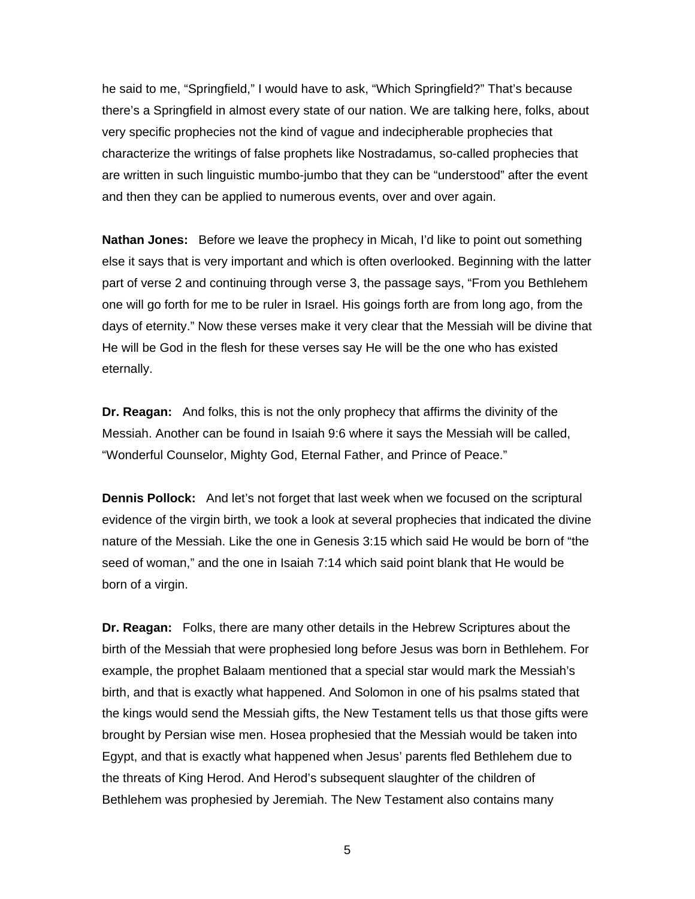he said to me, “Springfield,” I would have to ask, “Which Springfield?” That’s because there’s a Springfield in almost every state of our nation. We are talking here, folks, about very specific prophecies not the kind of vague and indecipherable prophecies that characterize the writings of false prophets like Nostradamus, so-called prophecies that are written in such linguistic mumbo-jumbo that they can be “understood” after the event and then they can be applied to numerous events, over and over again.

**Nathan Jones:** Before we leave the prophecy in Micah, I’d like to point out something else it says that is very important and which is often overlooked. Beginning with the latter part of verse 2 and continuing through verse 3, the passage says, “From you Bethlehem one will go forth for me to be ruler in Israel. His goings forth are from long ago, from the days of eternity.” Now these verses make it very clear that the Messiah will be divine that He will be God in the flesh for these verses say He will be the one who has existed eternally.

**Dr. Reagan:** And folks, this is not the only prophecy that affirms the divinity of the Messiah. Another can be found in Isaiah 9:6 where it says the Messiah will be called, “Wonderful Counselor, Mighty God, Eternal Father, and Prince of Peace.”

**Dennis Pollock:** And let’s not forget that last week when we focused on the scriptural evidence of the virgin birth, we took a look at several prophecies that indicated the divine nature of the Messiah. Like the one in Genesis 3:15 which said He would be born of “the seed of woman,” and the one in Isaiah 7:14 which said point blank that He would be born of a virgin.

**Dr. Reagan:** Folks, there are many other details in the Hebrew Scriptures about the birth of the Messiah that were prophesied long before Jesus was born in Bethlehem. For example, the prophet Balaam mentioned that a special star would mark the Messiah’s birth, and that is exactly what happened. And Solomon in one of his psalms stated that the kings would send the Messiah gifts, the New Testament tells us that those gifts were brought by Persian wise men. Hosea prophesied that the Messiah would be taken into Egypt, and that is exactly what happened when Jesus’ parents fled Bethlehem due to the threats of King Herod. And Herod’s subsequent slaughter of the children of Bethlehem was prophesied by Jeremiah. The New Testament also contains many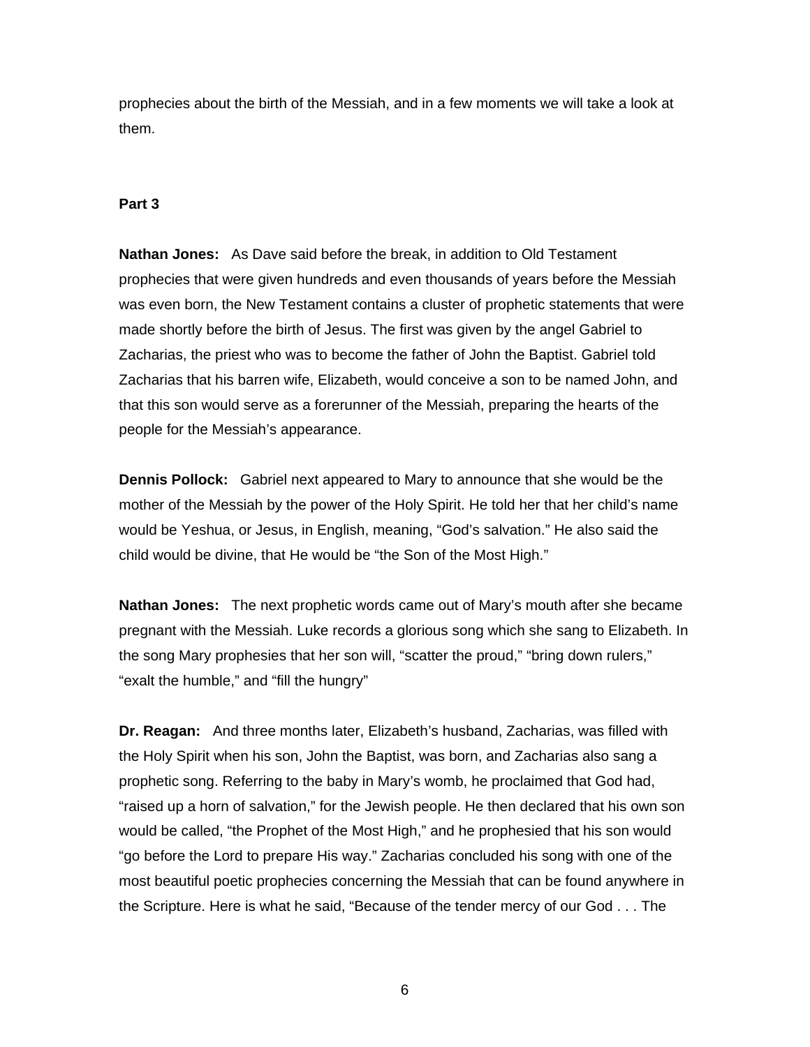prophecies about the birth of the Messiah, and in a few moments we will take a look at them.

**Part 3**

**Nathan Jones:** As Dave said before the break, in addition to Old Testament prophecies that were given hundreds and even thousands of years before the Messiah was even born, the New Testament contains a cluster of prophetic statements that were made shortly before the birth of Jesus. The first was given by the angel Gabriel to Zacharias, the priest who was to become the father of John the Baptist. Gabriel told Zacharias that his barren wife, Elizabeth, would conceive a son to be named John, and that this son would serve as a forerunner of the Messiah, preparing the hearts of the people for the Messiah's appearance.

**Dennis Pollock:** Gabriel next appeared to Mary to announce that she would be the mother of the Messiah by the power of the Holy Spirit. He told her that her child's name would be Yeshua, or Jesus, in English, meaning, "God's salvation." He also said the child would be divine, that He would be "the Son of the Most High."

**Nathan Jones:** The next prophetic words came out of Mary's mouth after she became pregnant with the Messiah. Luke records a glorious song which she sang to Elizabeth. In the song Mary prophesies that her son will, "scatter the proud," "bring down rulers," "exalt the humble," and "fill the hungry"

**Dr. Reagan:** And three months later, Elizabeth's husband, Zacharias, was filled with the Holy Spirit when his son, John the Baptist, was born, and Zacharias also sang a prophetic song. Referring to the baby in Mary's womb, he proclaimed that God had, "raised up a horn of salvation," for the Jewish people. He then declared that his own son would be called, "the Prophet of the Most High," and he prophesied that his son would "go before the Lord to prepare His way." Zacharias concluded his song with one of the most beautiful poetic prophecies concerning the Messiah that can be found anywhere in the Scripture. Here is what he said, "Because of the tender mercy of our God . . . The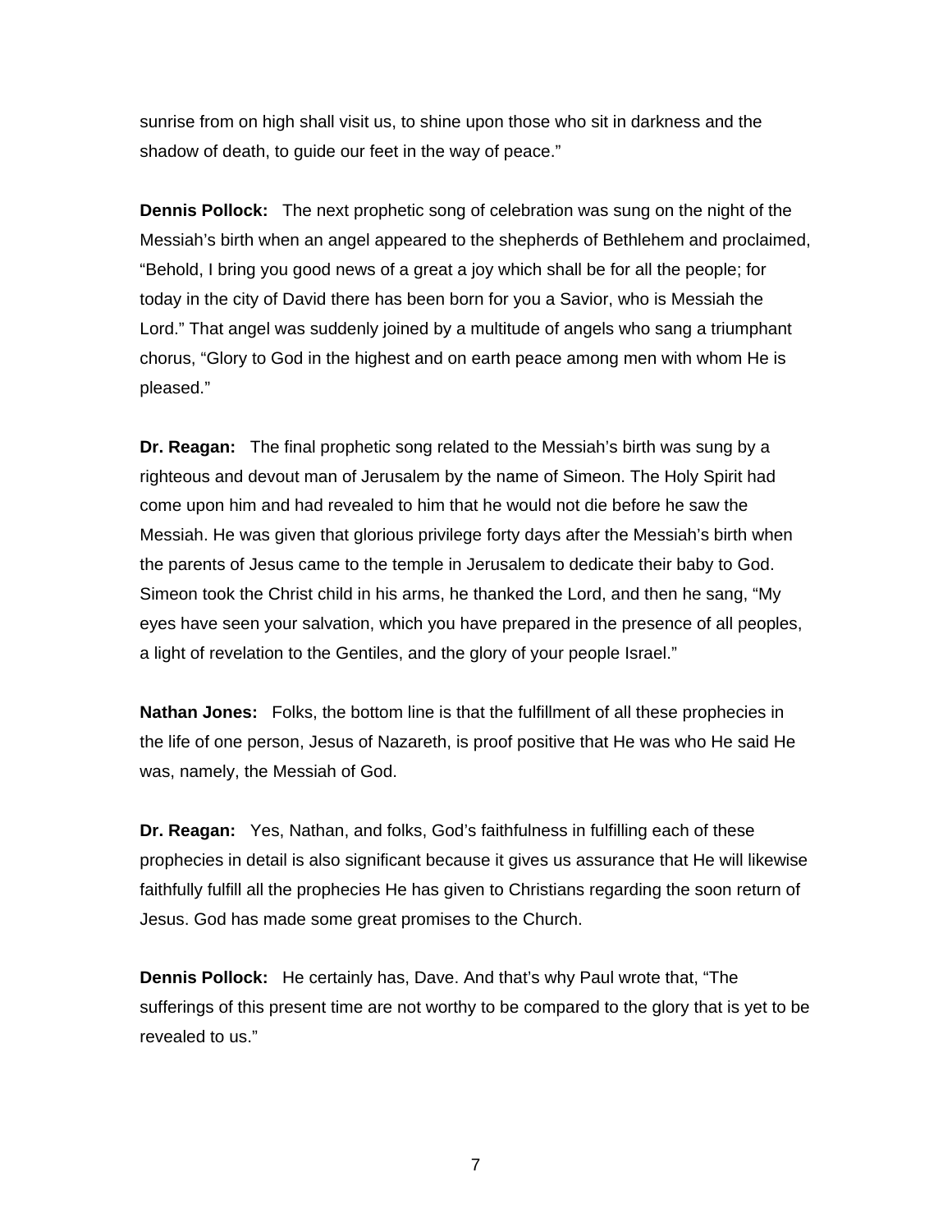sunrise from on high shall visit us, to shine upon those who sit in darkness and the shadow of death, to guide our feet in the way of peace."

**Dennis Pollock:** The next prophetic song of celebration was sung on the night of the Messiah's birth when an angel appeared to the shepherds of Bethlehem and proclaimed, "Behold, I bring you good news of a great a joy which shall be for all the people; for today in the city of David there has been born for you a Savior, who is Messiah the Lord." That angel was suddenly joined by a multitude of angels who sang a triumphant chorus, "Glory to God in the highest and on earth peace among men with whom He is pleased."

**Dr. Reagan:** The final prophetic song related to the Messiah's birth was sung by a righteous and devout man of Jerusalem by the name of Simeon. The Holy Spirit had come upon him and had revealed to him that he would not die before he saw the Messiah. He was given that glorious privilege forty days after the Messiah's birth when the parents of Jesus came to the temple in Jerusalem to dedicate their baby to God. Simeon took the Christ child in his arms, he thanked the Lord, and then he sang, "My eyes have seen your salvation, which you have prepared in the presence of all peoples, a light of revelation to the Gentiles, and the glory of your people Israel."

**Nathan Jones:** Folks, the bottom line is that the fulfillment of all these prophecies in the life of one person, Jesus of Nazareth, is proof positive that He was who He said He was, namely, the Messiah of God.

**Dr. Reagan:** Yes, Nathan, and folks, God's faithfulness in fulfilling each of these prophecies in detail is also significant because it gives us assurance that He will likewise faithfully fulfill all the prophecies He has given to Christians regarding the soon return of Jesus. God has made some great promises to the Church.

**Dennis Pollock:** He certainly has, Dave. And that's why Paul wrote that, "The sufferings of this present time are not worthy to be compared to the glory that is yet to be revealed to us."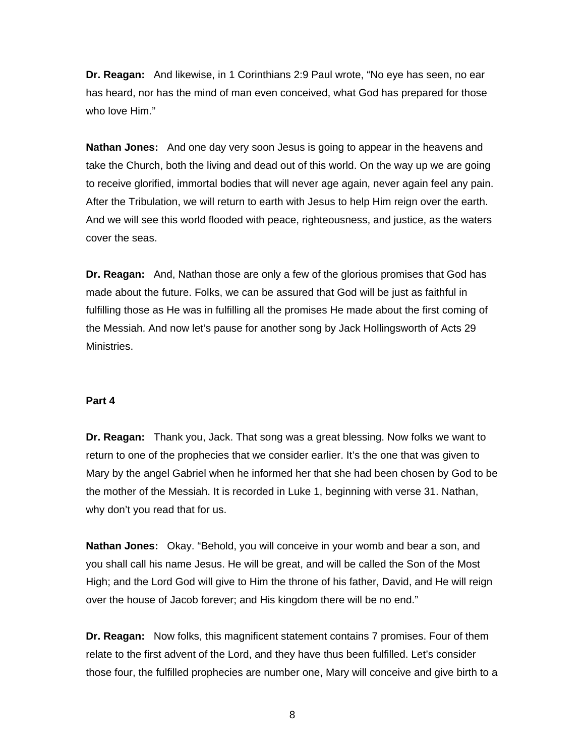**Dr. Reagan:** And likewise, in 1 Corinthians 2:9 Paul wrote, “No eye has seen, no ear has heard, nor has the mind of man even conceived, what God has prepared for those who love Him.”

**Nathan Jones:** And one day very soon Jesus is going to appear in the heavens and take the Church, both the living and dead out of this world. On the way up we are going to receive glorified, immortal bodies that will never age again, never again feel any pain. After the Tribulation, we will return to earth with Jesus to help Him reign over the earth. And we will see this world flooded with peace, righteousness, and justice, as the waters cover the seas.

**Dr. Reagan:** And, Nathan those are only a few of the glorious promises that God has made about the future. Folks, we can be assured that God will be just as faithful in fulfilling those as He was in fulfilling all the promises He made about the first coming of the Messiah. And now let’s pause for another song by Jack Hollingsworth of Acts 29 Ministries.

**Part 4**

**Dr. Reagan:** Thank you, Jack. That song was a great blessing. Now folks we want to return to one of the prophecies that we consider earlier. It’s the one that was given to Mary by the angel Gabriel when he informed her that she had been chosen by God to be the mother of the Messiah. It is recorded in Luke 1, beginning with verse 31. Nathan, why don’t you read that for us.

**Nathan Jones:** Okay. “Behold, you will conceive in your womb and bear a son, and you shall call his name Jesus. He will be great, and will be called the Son of the Most High; and the Lord God will give to Him the throne of his father, David, and He will reign over the house of Jacob forever; and His kingdom there will be no end.”

**Dr. Reagan:** Now folks, this magnificent statement contains 7 promises. Four of them relate to the first advent of the Lord, and they have thus been fulfilled. Let’s consider those four, the fulfilled prophecies are number one, Mary will conceive and give birth to a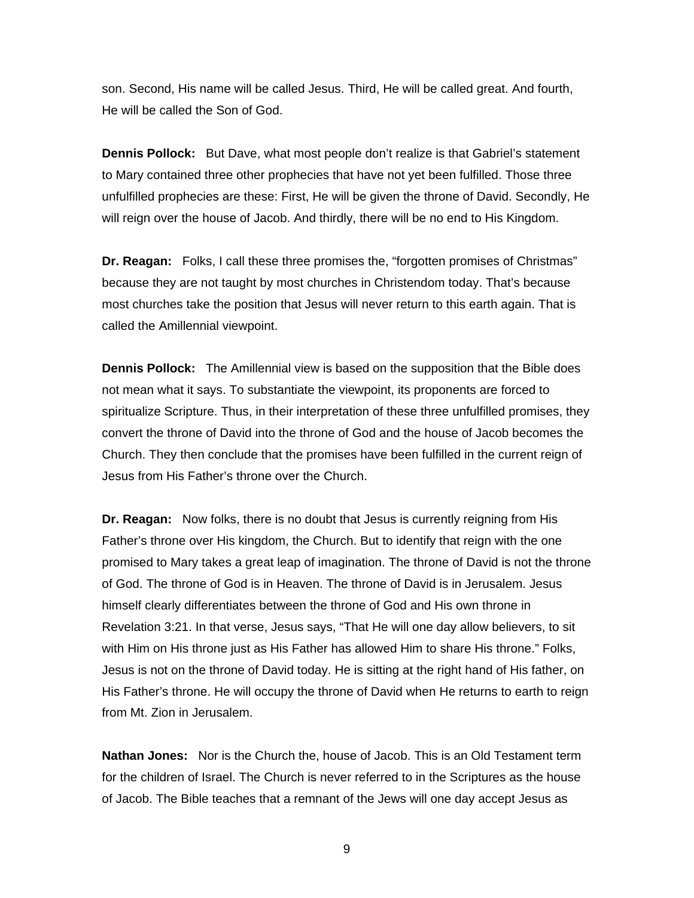son. Second, His name will be called Jesus. Third, He will be called great. And fourth, He will be called the Son of God.

**Dennis Pollock:** But Dave, what most people don't realize is that Gabriel's statement to Mary contained three other prophecies that have not yet been fulfilled. Those three unfulfilled prophecies are these: First, He will be given the throne of David. Secondly, He will reign over the house of Jacob. And thirdly, there will be no end to His Kingdom.

**Dr. Reagan:** Folks, I call these three promises the, "forgotten promises of Christmas" because they are not taught by most churches in Christendom today. That's because most churches take the position that Jesus will never return to this earth again. That is called the Amillennial viewpoint.

**Dennis Pollock:** The Amillennial view is based on the supposition that the Bible does not mean what it says. To substantiate the viewpoint, its proponents are forced to spiritualize Scripture. Thus, in their interpretation of these three unfulfilled promises, they convert the throne of David into the throne of God and the house of Jacob becomes the Church. They then conclude that the promises have been fulfilled in the current reign of Jesus from His Father's throne over the Church.

**Dr. Reagan:** Now folks, there is no doubt that Jesus is currently reigning from His Father's throne over His kingdom, the Church. But to identify that reign with the one promised to Mary takes a great leap of imagination. The throne of David is not the throne of God. The throne of God is in Heaven. The throne of David is in Jerusalem. Jesus himself clearly differentiates between the throne of God and His own throne in Revelation 3:21. In that verse, Jesus says, "That He will one day allow believers, to sit with Him on His throne just as His Father has allowed Him to share His throne." Folks, Jesus is not on the throne of David today. He is sitting at the right hand of His father, on His Father's throne. He will occupy the throne of David when He returns to earth to reign from Mt. Zion in Jerusalem.

**Nathan Jones:** Nor is the Church the, house of Jacob. This is an Old Testament term for the children of Israel. The Church is never referred to in the Scriptures as the house of Jacob. The Bible teaches that a remnant of the Jews will one day accept Jesus as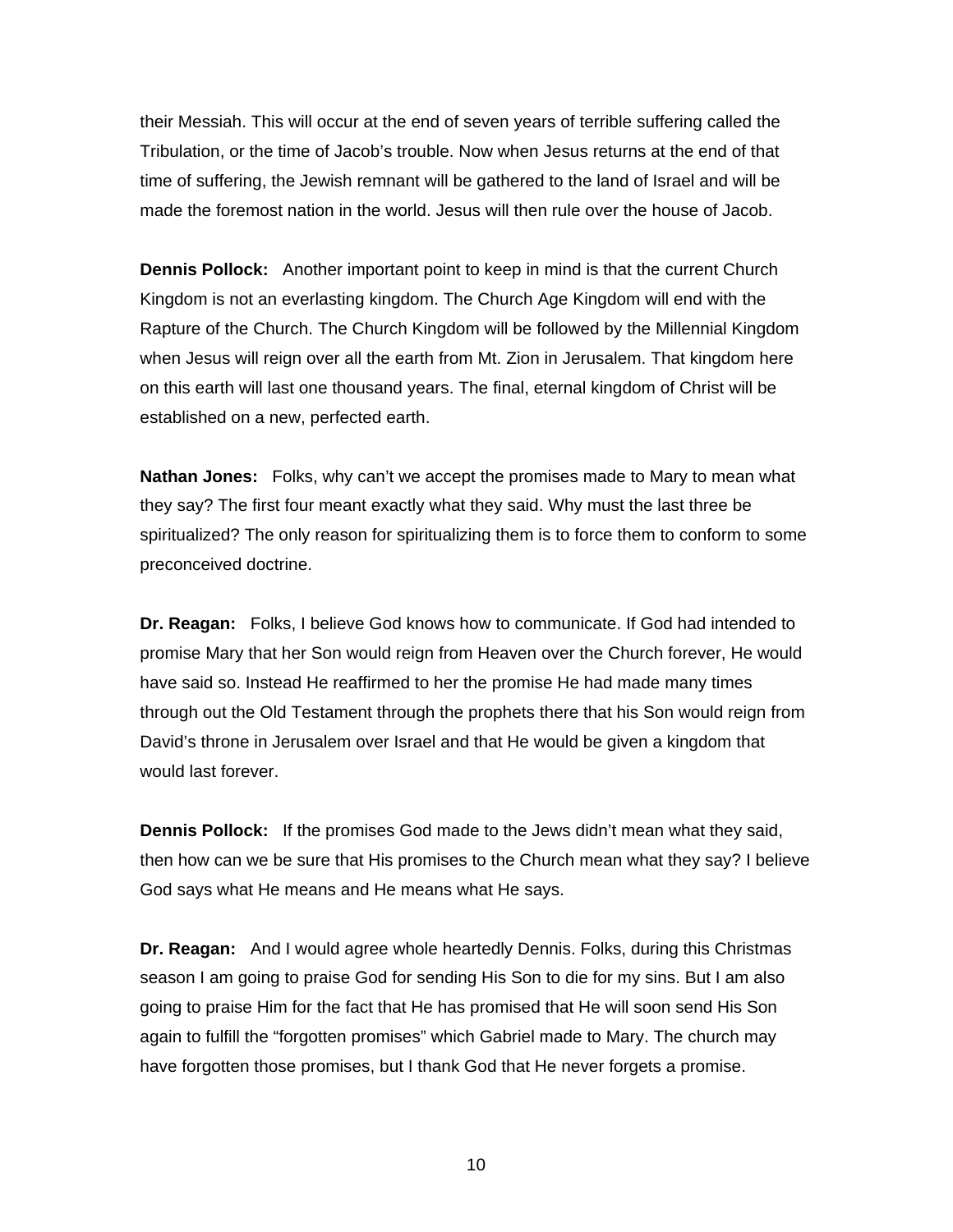their Messiah. This will occur at the end of seven years of terrible suffering called the Tribulation, or the time of Jacob's trouble. Now when Jesus returns at the end of that time of suffering, the Jewish remnant will be gathered to the land of Israel and will be made the foremost nation in the world. Jesus will then rule over the house of Jacob.

**Dennis Pollock:** Another important point to keep in mind is that the current Church Kingdom is not an everlasting kingdom. The Church Age Kingdom will end with the Rapture of the Church. The Church Kingdom will be followed by the Millennial Kingdom when Jesus will reign over all the earth from Mt. Zion in Jerusalem. That kingdom here on this earth will last one thousand years. The final, eternal kingdom of Christ will be established on a new, perfected earth.

**Nathan Jones:** Folks, why can't we accept the promises made to Mary to mean what they say? The first four meant exactly what they said. Why must the last three be spiritualized? The only reason for spiritualizing them is to force them to conform to some preconceived doctrine.

**Dr. Reagan:** Folks, I believe God knows how to communicate. If God had intended to promise Mary that her Son would reign from Heaven over the Church forever, He would have said so. Instead He reaffirmed to her the promise He had made many times through out the Old Testament through the prophets there that his Son would reign from David's throne in Jerusalem over Israel and that He would be given a kingdom that would last forever.

**Dennis Pollock:** If the promises God made to the Jews didn't mean what they said, then how can we be sure that His promises to the Church mean what they say? I believe God says what He means and He means what He says.

**Dr. Reagan:** And I would agree whole heartedly Dennis. Folks, during this Christmas season I am going to praise God for sending His Son to die for my sins. But I am also going to praise Him for the fact that He has promised that He will soon send His Son again to fulfill the "forgotten promises" which Gabriel made to Mary. The church may have forgotten those promises, but I thank God that He never forgets a promise.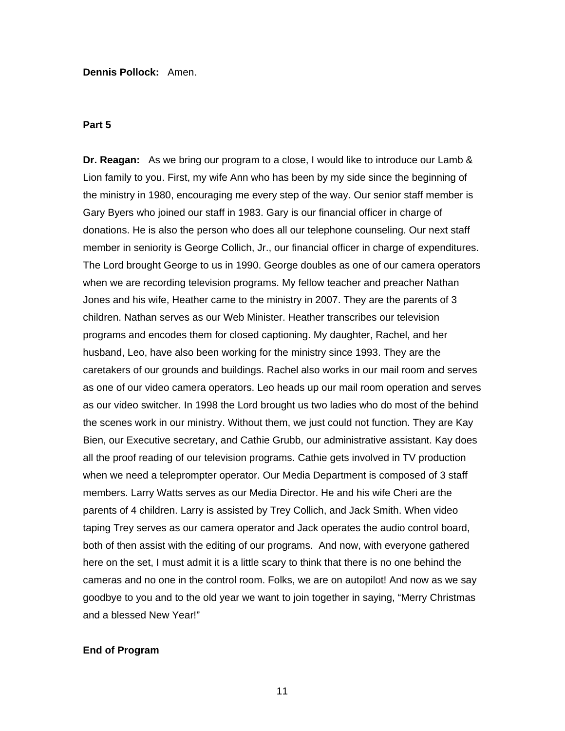**Dennis Pollock:** Amen.

**Part 5**

**Dr. Reagan:** As we bring our program to a close, I would like to introduce our Lamb & Lion family to you. First, my wife Ann who has been by my side since the beginning of the ministry in 1980, encouraging me every step of the way. Our senior staff member is Gary Byers who joined our staff in 1983. Gary is our financial officer in charge of donations. He is also the person who does all our telephone counseling. Our next staff member in seniority is George Collich, Jr., our financial officer in charge of expenditures. The Lord brought George to us in 1990. George doubles as one of our camera operators when we are recording television programs. My fellow teacher and preacher Nathan Jones and his wife, Heather came to the ministry in 2007. They are the parents of 3 children. Nathan serves as our Web Minister. Heather transcribes our television programs and encodes them for closed captioning. My daughter, Rachel, and her husband, Leo, have also been working for the ministry since 1993. They are the caretakers of our grounds and buildings. Rachel also works in our mail room and serves as one of our video camera operators. Leo heads up our mail room operation and serves as our video switcher. In 1998 the Lord brought us two ladies who do most of the behind the scenes work in our ministry. Without them, we just could not function. They are Kay Bien, our Executive secretary, and Cathie Grubb, our administrative assistant. Kay does all the proof reading of our television programs. Cathie gets involved in TV production when we need a teleprompter operator. Our Media Department is composed of 3 staff members. Larry Watts serves as our Media Director. He and his wife Cheri are the parents of 4 children. Larry is assisted by Trey Collich, and Jack Smith. When video taping Trey serves as our camera operator and Jack operates the audio control board, both of then assist with the editing of our programs. And now, with everyone gathered here on the set, I must admit it is a little scary to think that there is no one behind the cameras and no one in the control room. Folks, we are on autopilot! And now as we say goodbye to you and to the old year we want to join together in saying, "Merry Christmas and a blessed New Year!"

**End of Program**